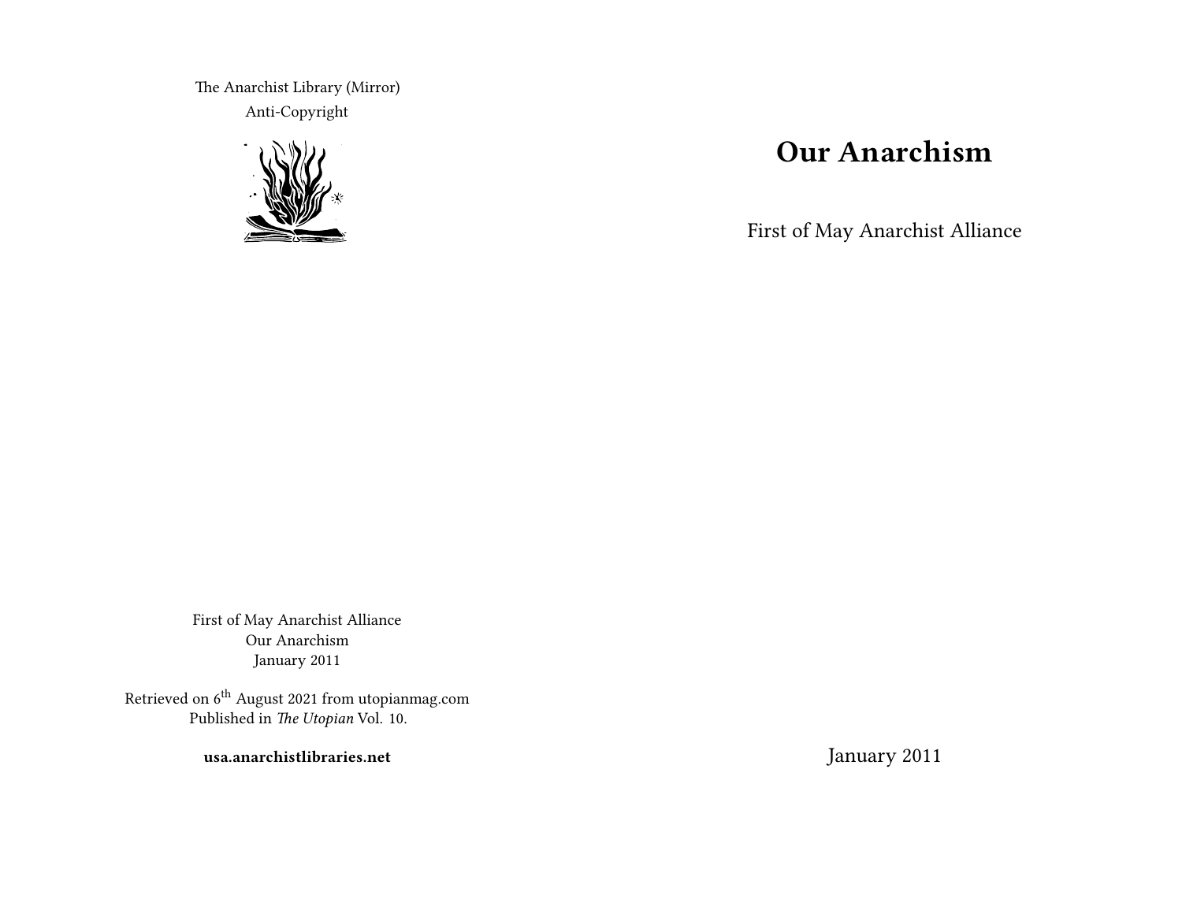The Anarchist Library (Mirror)
Anti-Copyright

First of May Anarchist Alliance
Our Anarchism
January 2011

Retrieved on 6th August 2021 from utopianmag.com
Published in *The Utopian* Vol. 10.

**usa.anarchistlibraries.net**

# Our Anarchism

First of May Anarchist Alliance

January 2011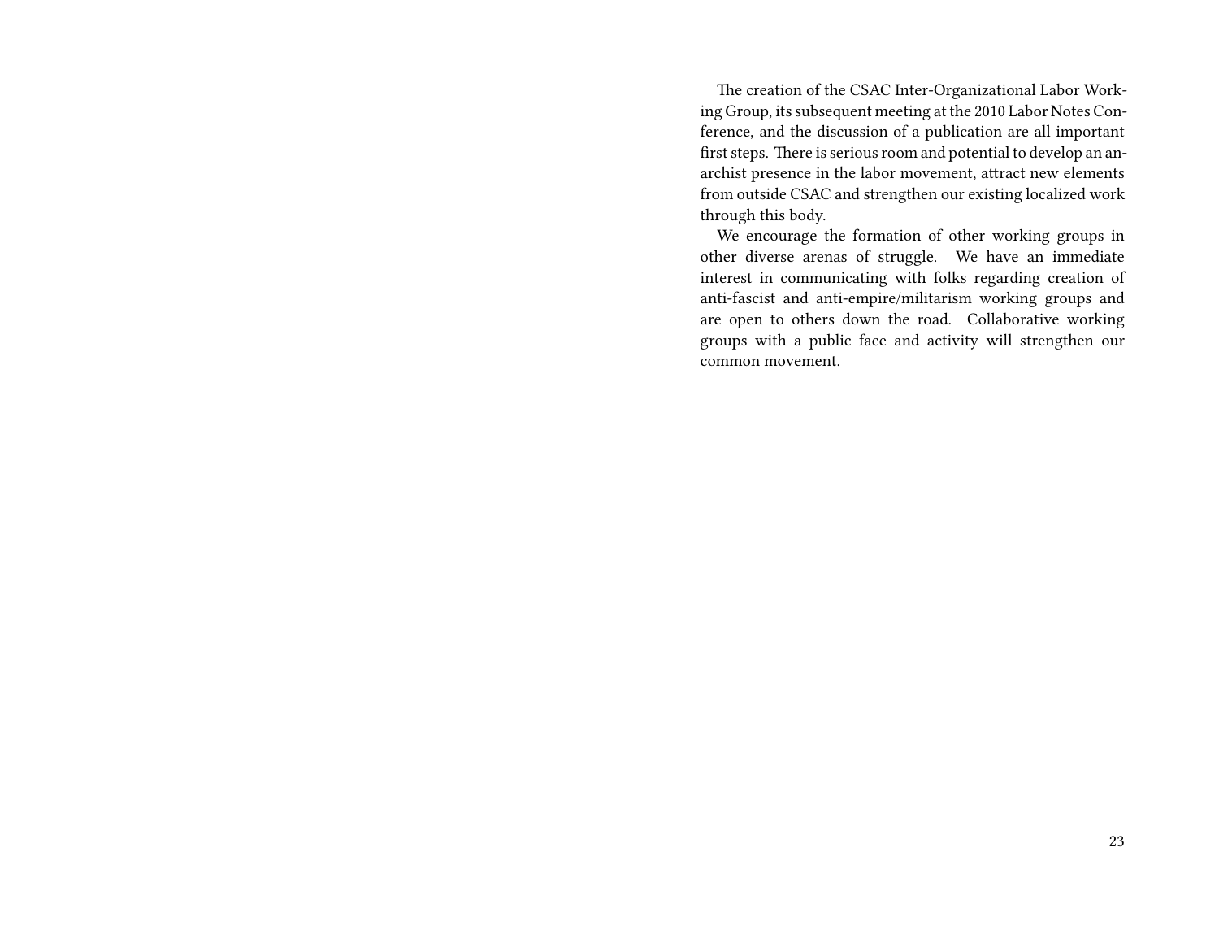The creation of the CSAC Inter-Organizational Labor Working Group, its subsequent meeting at the 2010 Labor Notes Conference, and the discussion of a publication are all important first steps. There is serious room and potential to develop an anarchist presence in the labor movement, attract new elements from outside CSAC and strengthen our existing localized work through this body.

We encourage the formation of other working groups in other diverse arenas of struggle. We have an immediate interest in communicating with folks regarding creation of anti-fascist and anti-empire/militarism working groups and are open to others down the road. Collaborative working groups with a public face and activity will strengthen our common movement.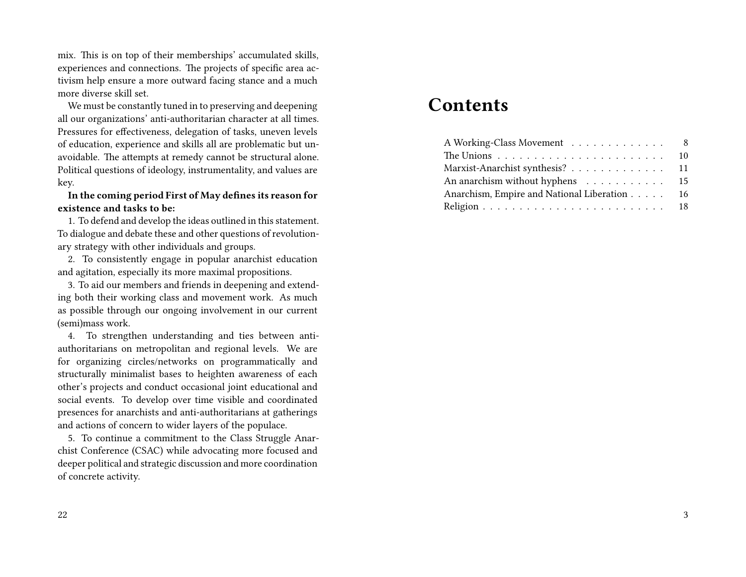mix. This is on top of their memberships' accumulated skills, experiences and connections. The projects of specific area activism help ensure a more outward facing stance and a much more diverse skill set.

We must be constantly tuned in to preserving and deepening all our organizations' anti-authoritarian character at all times. Pressures for effectiveness, delegation of tasks, uneven levels of education, experience and skills all are problematic but unavoidable. The attempts at remedy cannot be structural alone. Political questions of ideology, instrumentality, and values are key.

**In the coming period First of May defines its reason for existence and tasks to be:**

1. To defend and develop the ideas outlined in this statement. To dialogue and debate these and other questions of revolutionary strategy with other individuals and groups.
2. To consistently engage in popular anarchist education and agitation, especially its more maximal propositions.
3. To aid our members and friends in deepening and extending both their working class and movement work. As much as possible through our ongoing involvement in our current (semi)mass work.
4. To strengthen understanding and ties between anti-authoritarians on metropolitan and regional levels. We are for organizing circles/networks on programmatically and structurally minimalist bases to heighten awareness of each other's projects and conduct occasional joint educational and social events. To develop over time visible and coordinated presences for anarchists and anti-authoritarians at gatherings and actions of concern to wider layers of the populace.
5. To continue a commitment to the Class Struggle Anarchist Conference (CSAC) while advocating more focused and deeper political and strategic discussion and more coordination of concrete activity.

# Contents

| | |
|---|---|
| A Working-Class Movement | 8 |
| The Unions | 10 |
| Marxist-Anarchist synthesis? | 11 |
| An anarchism without hyphens | 15 |
| Anarchism, Empire and National Liberation | 16 |
| Religion | 18 |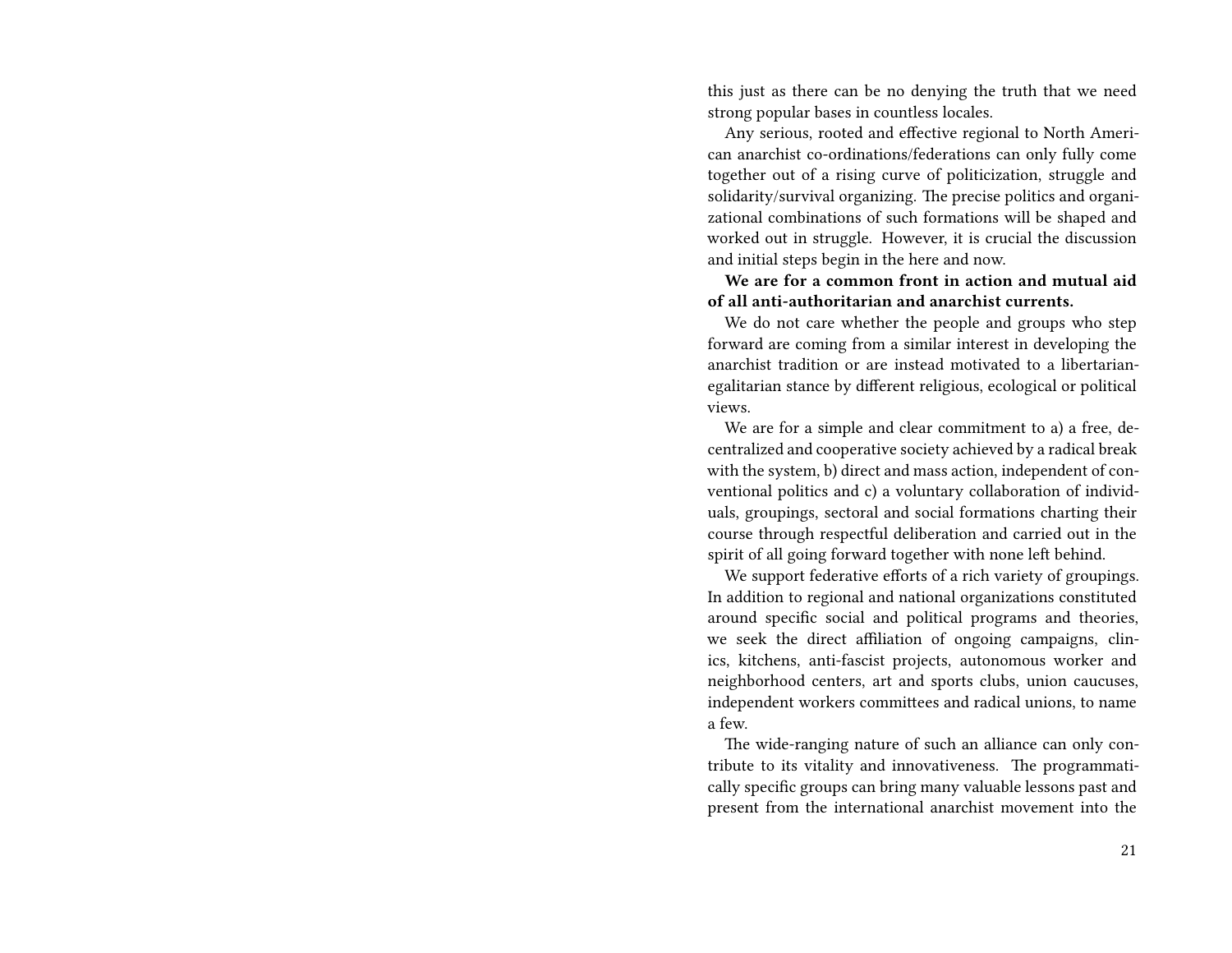this just as there can be no denying the truth that we need strong popular bases in countless locales.

Any serious, rooted and effective regional to North American anarchist co-ordinations/federations can only fully come together out of a rising curve of politicization, struggle and solidarity/survival organizing. The precise politics and organizational combinations of such formations will be shaped and worked out in struggle. However, it is crucial the discussion and initial steps begin in the here and now.

**We are for a common front in action and mutual aid of all anti-authoritarian and anarchist currents.**

We do not care whether the people and groups who step forward are coming from a similar interest in developing the anarchist tradition or are instead motivated to a libertarian-egalitarian stance by different religious, ecological or political views.

We are for a simple and clear commitment to a) a free, decentralized and cooperative society achieved by a radical break with the system, b) direct and mass action, independent of conventional politics and c) a voluntary collaboration of individuals, groupings, sectoral and social formations charting their course through respectful deliberation and carried out in the spirit of all going forward together with none left behind.

We support federative efforts of a rich variety of groupings. In addition to regional and national organizations constituted around specific social and political programs and theories, we seek the direct affiliation of ongoing campaigns, clinics, kitchens, anti-fascist projects, autonomous worker and neighborhood centers, art and sports clubs, union caucuses, independent workers committees and radical unions, to name a few.

The wide-ranging nature of such an alliance can only contribute to its vitality and innovativeness. The programmatically specific groups can bring many valuable lessons past and present from the international anarchist movement into the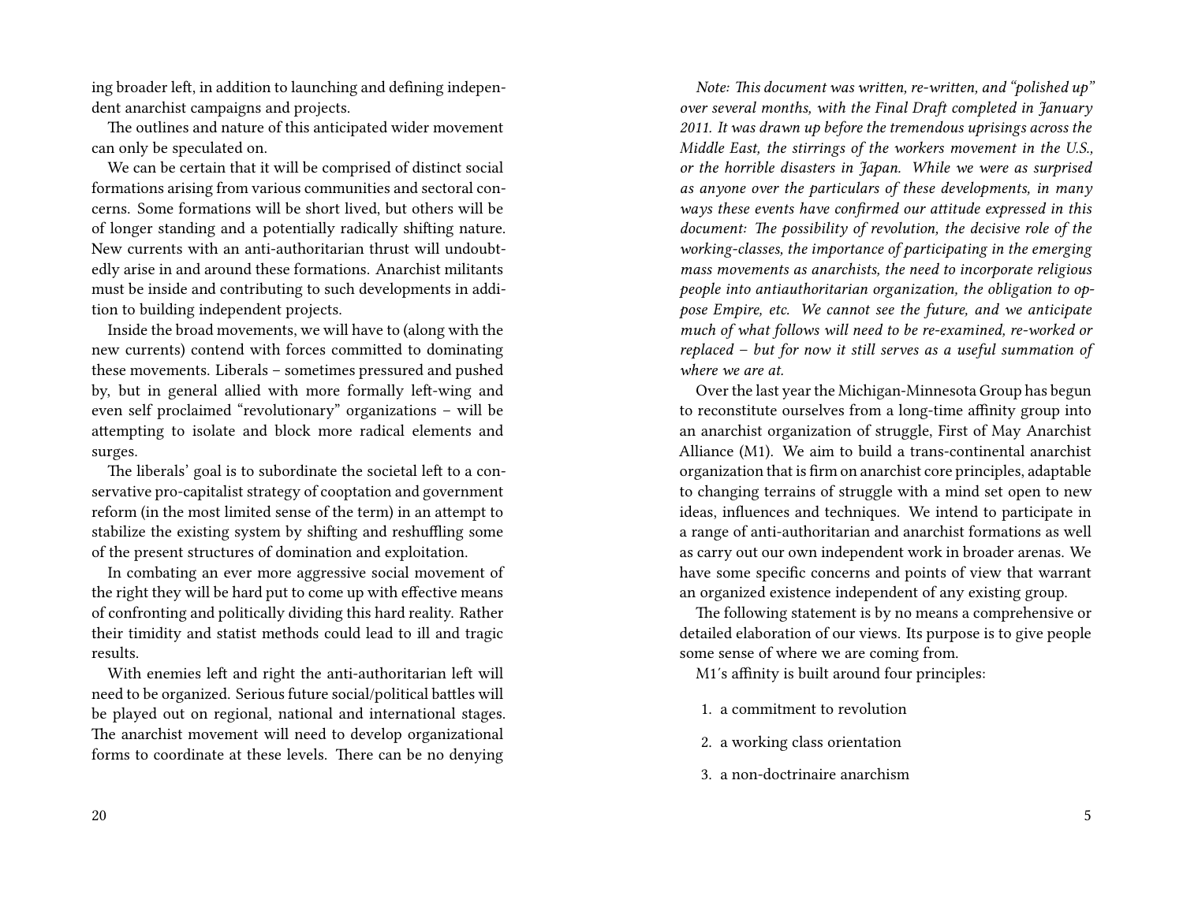ing broader left, in addition to launching and defining independent anarchist campaigns and projects.

The outlines and nature of this anticipated wider movement can only be speculated on.

We can be certain that it will be comprised of distinct social formations arising from various communities and sectoral concerns. Some formations will be short lived, but others will be of longer standing and a potentially radically shifting nature. New currents with an anti-authoritarian thrust will undoubtedly arise in and around these formations. Anarchist militants must be inside and contributing to such developments in addition to building independent projects.

Inside the broad movements, we will have to (along with the new currents) contend with forces committed to dominating these movements. Liberals – sometimes pressured and pushed by, but in general allied with more formally left-wing and even self proclaimed "revolutionary" organizations – will be attempting to isolate and block more radical elements and surges.

The liberals' goal is to subordinate the societal left to a conservative pro-capitalist strategy of cooptation and government reform (in the most limited sense of the term) in an attempt to stabilize the existing system by shifting and reshuffling some of the present structures of domination and exploitation.

In combating an ever more aggressive social movement of the right they will be hard put to come up with effective means of confronting and politically dividing this hard reality. Rather their timidity and statist methods could lead to ill and tragic results.

With enemies left and right the anti-authoritarian left will need to be organized. Serious future social/political battles will be played out on regional, national and international stages. The anarchist movement will need to develop organizational forms to coordinate at these levels. There can be no denying

*Note: This document was written, re-written, and "polished up" over several months, with the Final Draft completed in January 2011. It was drawn up before the tremendous uprisings across the Middle East, the stirrings of the workers movement in the U.S., or the horrible disasters in Japan. While we were as surprised as anyone over the particulars of these developments, in many ways these events have confirmed our attitude expressed in this document: The possibility of revolution, the decisive role of the working-classes, the importance of participating in the emerging mass movements as anarchists, the need to incorporate religious people into antiauthoritarian organization, the obligation to oppose Empire, etc. We cannot see the future, and we anticipate much of what follows will need to be re-examined, re-worked or replaced – but for now it still serves as a useful summation of where we are at.*

Over the last year the Michigan-Minnesota Group has begun to reconstitute ourselves from a long-time affinity group into an anarchist organization of struggle, First of May Anarchist Alliance (M1). We aim to build a trans-continental anarchist organization that is firm on anarchist core principles, adaptable to changing terrains of struggle with a mind set open to new ideas, influences and techniques. We intend to participate in a range of anti-authoritarian and anarchist formations as well as carry out our own independent work in broader arenas. We have some specific concerns and points of view that warrant an organized existence independent of any existing group.

The following statement is by no means a comprehensive or detailed elaboration of our views. Its purpose is to give people some sense of where we are coming from.

M1´s affinity is built around four principles:

1. a commitment to revolution
2. a working class orientation
3. a non-doctrinaire anarchism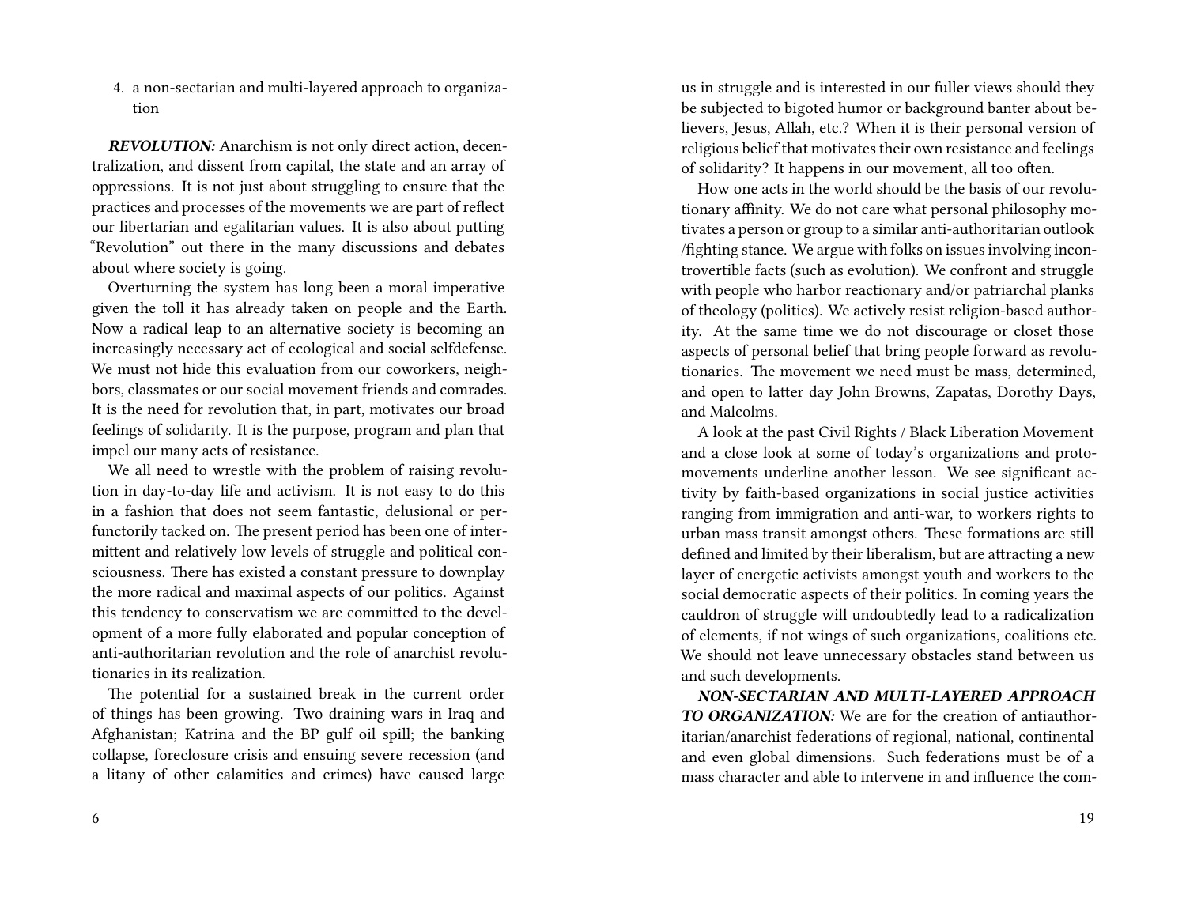4. a non-sectarian and multi-layered approach to organization

***REVOLUTION:*** Anarchism is not only direct action, decentralization, and dissent from capital, the state and an array of oppressions. It is not just about struggling to ensure that the practices and processes of the movements we are part of reflect our libertarian and egalitarian values. It is also about putting "Revolution" out there in the many discussions and debates about where society is going.

Overturning the system has long been a moral imperative given the toll it has already taken on people and the Earth. Now a radical leap to an alternative society is becoming an increasingly necessary act of ecological and social selfdefense. We must not hide this evaluation from our coworkers, neighbors, classmates or our social movement friends and comrades. It is the need for revolution that, in part, motivates our broad feelings of solidarity. It is the purpose, program and plan that impel our many acts of resistance.

We all need to wrestle with the problem of raising revolution in day-to-day life and activism. It is not easy to do this in a fashion that does not seem fantastic, delusional or perfunctorily tacked on. The present period has been one of intermittent and relatively low levels of struggle and political consciousness. There has existed a constant pressure to downplay the more radical and maximal aspects of our politics. Against this tendency to conservatism we are committed to the development of a more fully elaborated and popular conception of anti-authoritarian revolution and the role of anarchist revolutionaries in its realization.

The potential for a sustained break in the current order of things has been growing. Two draining wars in Iraq and Afghanistan; Katrina and the BP gulf oil spill; the banking collapse, foreclosure crisis and ensuing severe recession (and a litany of other calamities and crimes) have caused large

us in struggle and is interested in our fuller views should they be subjected to bigoted humor or background banter about believers, Jesus, Allah, etc.? When it is their personal version of religious belief that motivates their own resistance and feelings of solidarity? It happens in our movement, all too often.

How one acts in the world should be the basis of our revolutionary affinity. We do not care what personal philosophy motivates a person or group to a similar anti-authoritarian outlook /fighting stance. We argue with folks on issues involving incontrovertible facts (such as evolution). We confront and struggle with people who harbor reactionary and/or patriarchal planks of theology (politics). We actively resist religion-based authority. At the same time we do not discourage or closet those aspects of personal belief that bring people forward as revolutionaries. The movement we need must be mass, determined, and open to latter day John Browns, Zapatas, Dorothy Days, and Malcolms.

A look at the past Civil Rights / Black Liberation Movement and a close look at some of today's organizations and proto-movements underline another lesson. We see significant activity by faith-based organizations in social justice activities ranging from immigration and anti-war, to workers rights to urban mass transit amongst others. These formations are still defined and limited by their liberalism, but are attracting a new layer of energetic activists amongst youth and workers to the social democratic aspects of their politics. In coming years the cauldron of struggle will undoubtedly lead to a radicalization of elements, if not wings of such organizations, coalitions etc. We should not leave unnecessary obstacles stand between us and such developments.

***NON-SECTARIAN AND MULTI-LAYERED APPROACH TO ORGANIZATION:*** We are for the creation of antiauthoritarian/anarchist federations of regional, national, continental and even global dimensions. Such federations must be of a mass character and able to intervene in and influence the com-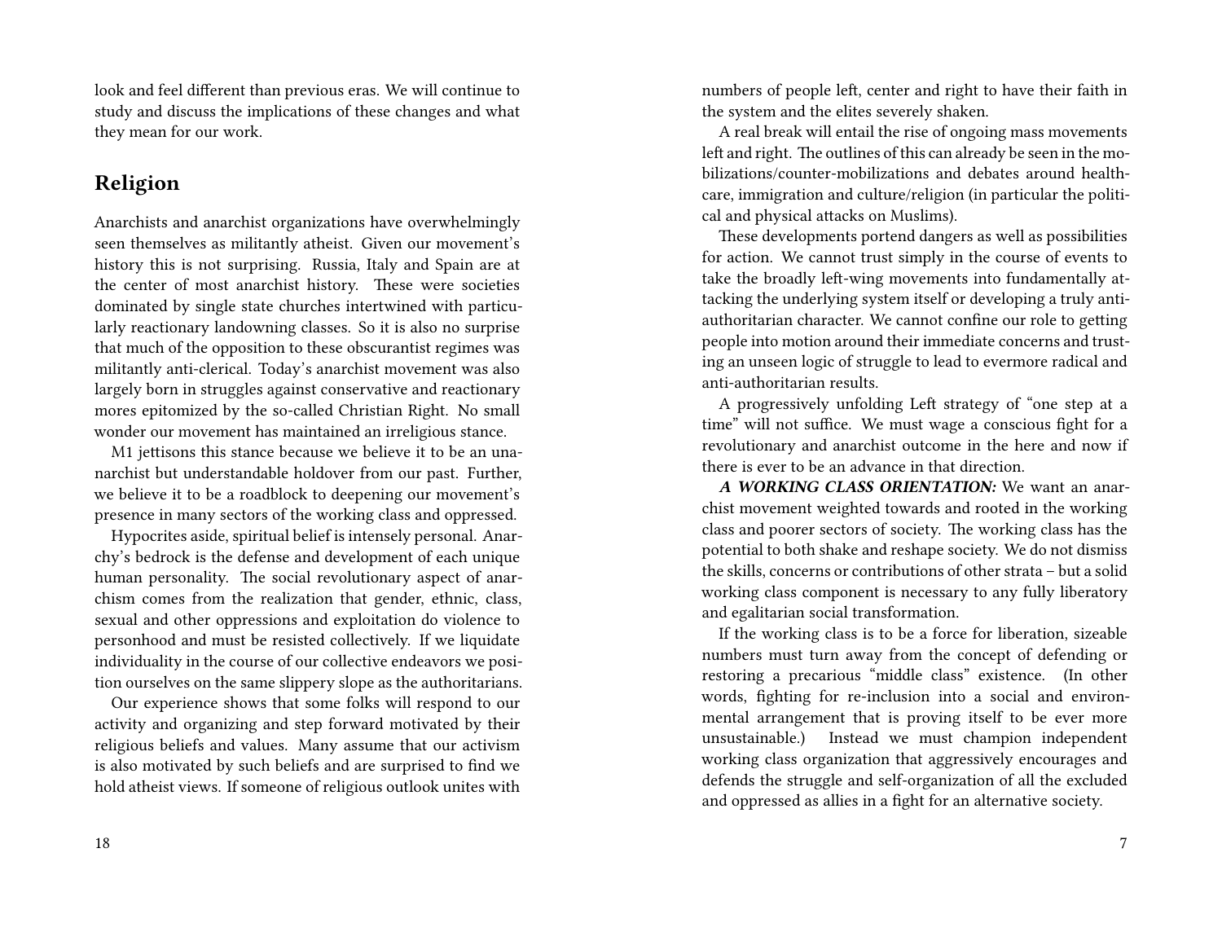look and feel different than previous eras. We will continue to study and discuss the implications of these changes and what they mean for our work.

## Religion

Anarchists and anarchist organizations have overwhelmingly seen themselves as militantly atheist. Given our movement's history this is not surprising. Russia, Italy and Spain are at the center of most anarchist history. These were societies dominated by single state churches intertwined with particularly reactionary landowning classes. So it is also no surprise that much of the opposition to these obscurantist regimes was militantly anti-clerical. Today's anarchist movement was also largely born in struggles against conservative and reactionary mores epitomized by the so-called Christian Right. No small wonder our movement has maintained an irreligious stance.

M1 jettisons this stance because we believe it to be an unanarchist but understandable holdover from our past. Further, we believe it to be a roadblock to deepening our movement's presence in many sectors of the working class and oppressed.

Hypocrites aside, spiritual belief is intensely personal. Anarchy's bedrock is the defense and development of each unique human personality. The social revolutionary aspect of anarchism comes from the realization that gender, ethnic, class, sexual and other oppressions and exploitation do violence to personhood and must be resisted collectively. If we liquidate individuality in the course of our collective endeavors we position ourselves on the same slippery slope as the authoritarians.

Our experience shows that some folks will respond to our activity and organizing and step forward motivated by their religious beliefs and values. Many assume that our activism is also motivated by such beliefs and are surprised to find we hold atheist views. If someone of religious outlook unites with

numbers of people left, center and right to have their faith in the system and the elites severely shaken.

A real break will entail the rise of ongoing mass movements left and right. The outlines of this can already be seen in the mobilizations/counter-mobilizations and debates around healthcare, immigration and culture/religion (in particular the political and physical attacks on Muslims).

These developments portend dangers as well as possibilities for action. We cannot trust simply in the course of events to take the broadly left-wing movements into fundamentally attacking the underlying system itself or developing a truly anti-authoritarian character. We cannot confine our role to getting people into motion around their immediate concerns and trusting an unseen logic of struggle to lead to evermore radical and anti-authoritarian results.

A progressively unfolding Left strategy of "one step at a time" will not suffice. We must wage a conscious fight for a revolutionary and anarchist outcome in the here and now if there is ever to be an advance in that direction.

***A WORKING CLASS ORIENTATION:*** We want an anarchist movement weighted towards and rooted in the working class and poorer sectors of society. The working class has the potential to both shake and reshape society. We do not dismiss the skills, concerns or contributions of other strata – but a solid working class component is necessary to any fully liberatory and egalitarian social transformation.

If the working class is to be a force for liberation, sizeable numbers must turn away from the concept of defending or restoring a precarious "middle class" existence. (In other words, fighting for re-inclusion into a social and environmental arrangement that is proving itself to be ever more unsustainable.) Instead we must champion independent working class organization that aggressively encourages and defends the struggle and self-organization of all the excluded and oppressed as allies in a fight for an alternative society.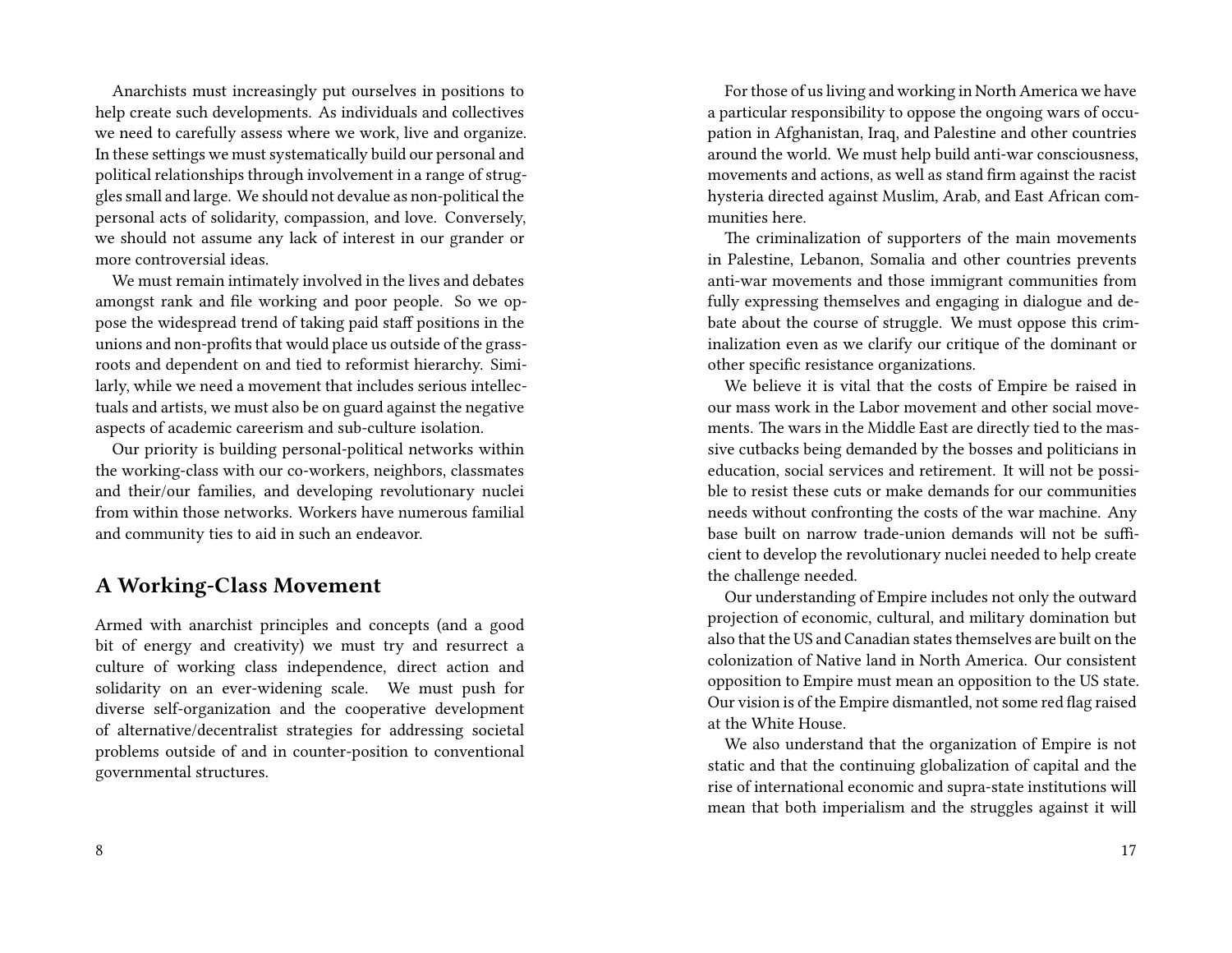Anarchists must increasingly put ourselves in positions to help create such developments. As individuals and collectives we need to carefully assess where we work, live and organize. In these settings we must systematically build our personal and political relationships through involvement in a range of struggles small and large. We should not devalue as non-political the personal acts of solidarity, compassion, and love. Conversely, we should not assume any lack of interest in our grander or more controversial ideas.

We must remain intimately involved in the lives and debates amongst rank and file working and poor people. So we oppose the widespread trend of taking paid staff positions in the unions and non-profits that would place us outside of the grassroots and dependent on and tied to reformist hierarchy. Similarly, while we need a movement that includes serious intellectuals and artists, we must also be on guard against the negative aspects of academic careerism and sub-culture isolation.

Our priority is building personal-political networks within the working-class with our co-workers, neighbors, classmates and their/our families, and developing revolutionary nuclei from within those networks. Workers have numerous familial and community ties to aid in such an endeavor.

## A Working-Class Movement

Armed with anarchist principles and concepts (and a good bit of energy and creativity) we must try and resurrect a culture of working class independence, direct action and solidarity on an ever-widening scale. We must push for diverse self-organization and the cooperative development of alternative/decentralist strategies for addressing societal problems outside of and in counter-position to conventional governmental structures.

For those of us living and working in North America we have a particular responsibility to oppose the ongoing wars of occupation in Afghanistan, Iraq, and Palestine and other countries around the world. We must help build anti-war consciousness, movements and actions, as well as stand firm against the racist hysteria directed against Muslim, Arab, and East African communities here.

The criminalization of supporters of the main movements in Palestine, Lebanon, Somalia and other countries prevents anti-war movements and those immigrant communities from fully expressing themselves and engaging in dialogue and debate about the course of struggle. We must oppose this criminalization even as we clarify our critique of the dominant or other specific resistance organizations.

We believe it is vital that the costs of Empire be raised in our mass work in the Labor movement and other social movements. The wars in the Middle East are directly tied to the massive cutbacks being demanded by the bosses and politicians in education, social services and retirement. It will not be possible to resist these cuts or make demands for our communities needs without confronting the costs of the war machine. Any base built on narrow trade-union demands will not be sufficient to develop the revolutionary nuclei needed to help create the challenge needed.

Our understanding of Empire includes not only the outward projection of economic, cultural, and military domination but also that the US and Canadian states themselves are built on the colonization of Native land in North America. Our consistent opposition to Empire must mean an opposition to the US state. Our vision is of the Empire dismantled, not some red flag raised at the White House.

We also understand that the organization of Empire is not static and that the continuing globalization of capital and the rise of international economic and supra-state institutions will mean that both imperialism and the struggles against it will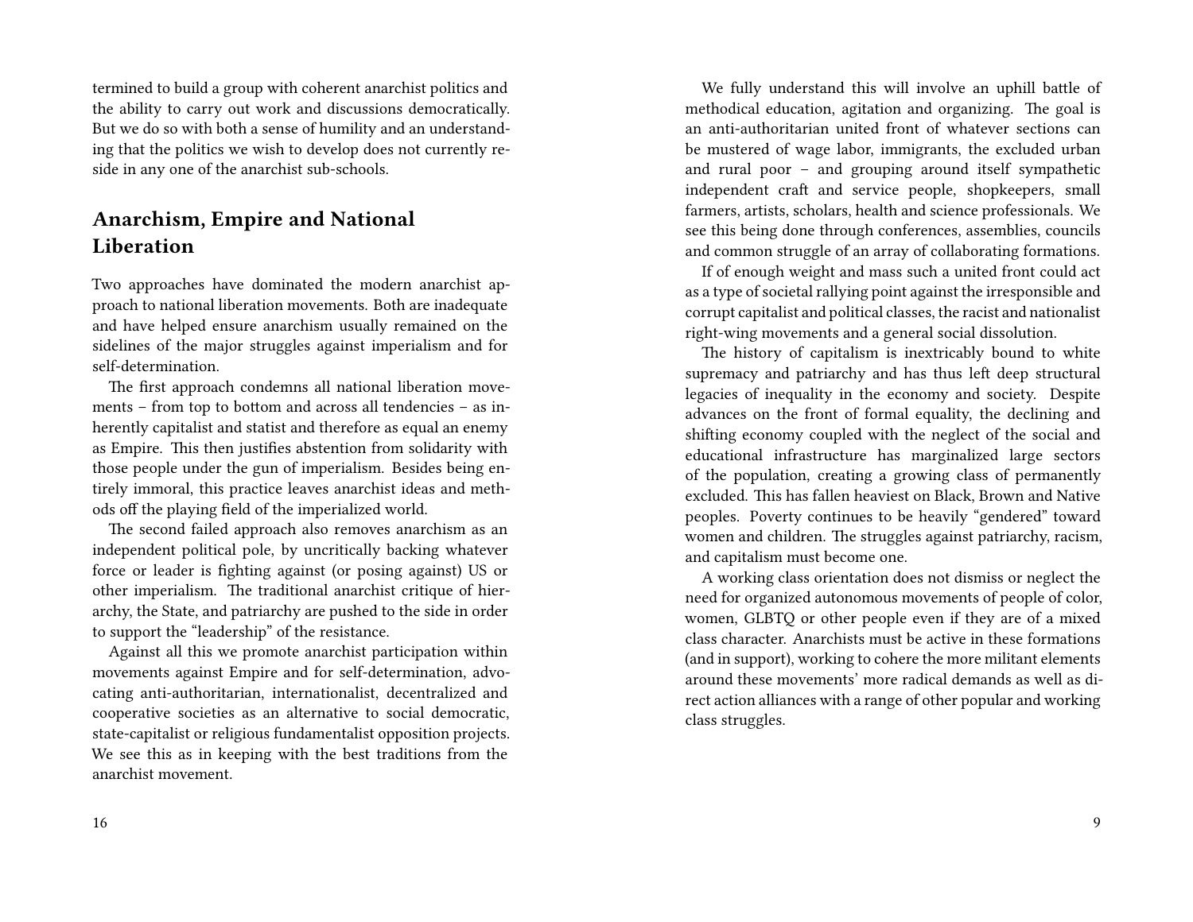termined to build a group with coherent anarchist politics and the ability to carry out work and discussions democratically. But we do so with both a sense of humility and an understanding that the politics we wish to develop does not currently reside in any one of the anarchist sub-schools.

## Anarchism, Empire and National Liberation

Two approaches have dominated the modern anarchist approach to national liberation movements. Both are inadequate and have helped ensure anarchism usually remained on the sidelines of the major struggles against imperialism and for self-determination.

The first approach condemns all national liberation movements – from top to bottom and across all tendencies – as inherently capitalist and statist and therefore as equal an enemy as Empire. This then justifies abstention from solidarity with those people under the gun of imperialism. Besides being entirely immoral, this practice leaves anarchist ideas and methods off the playing field of the imperialized world.

The second failed approach also removes anarchism as an independent political pole, by uncritically backing whatever force or leader is fighting against (or posing against) US or other imperialism. The traditional anarchist critique of hierarchy, the State, and patriarchy are pushed to the side in order to support the "leadership" of the resistance.

Against all this we promote anarchist participation within movements against Empire and for self-determination, advocating anti-authoritarian, internationalist, decentralized and cooperative societies as an alternative to social democratic, state-capitalist or religious fundamentalist opposition projects. We see this as in keeping with the best traditions from the anarchist movement.

We fully understand this will involve an uphill battle of methodical education, agitation and organizing. The goal is an anti-authoritarian united front of whatever sections can be mustered of wage labor, immigrants, the excluded urban and rural poor – and grouping around itself sympathetic independent craft and service people, shopkeepers, small farmers, artists, scholars, health and science professionals. We see this being done through conferences, assemblies, councils and common struggle of an array of collaborating formations.

If of enough weight and mass such a united front could act as a type of societal rallying point against the irresponsible and corrupt capitalist and political classes, the racist and nationalist right-wing movements and a general social dissolution.

The history of capitalism is inextricably bound to white supremacy and patriarchy and has thus left deep structural legacies of inequality in the economy and society. Despite advances on the front of formal equality, the declining and shifting economy coupled with the neglect of the social and educational infrastructure has marginalized large sectors of the population, creating a growing class of permanently excluded. This has fallen heaviest on Black, Brown and Native peoples. Poverty continues to be heavily "gendered" toward women and children. The struggles against patriarchy, racism, and capitalism must become one.

A working class orientation does not dismiss or neglect the need for organized autonomous movements of people of color, women, GLBTQ or other people even if they are of a mixed class character. Anarchists must be active in these formations (and in support), working to cohere the more militant elements around these movements' more radical demands as well as direct action alliances with a range of other popular and working class struggles.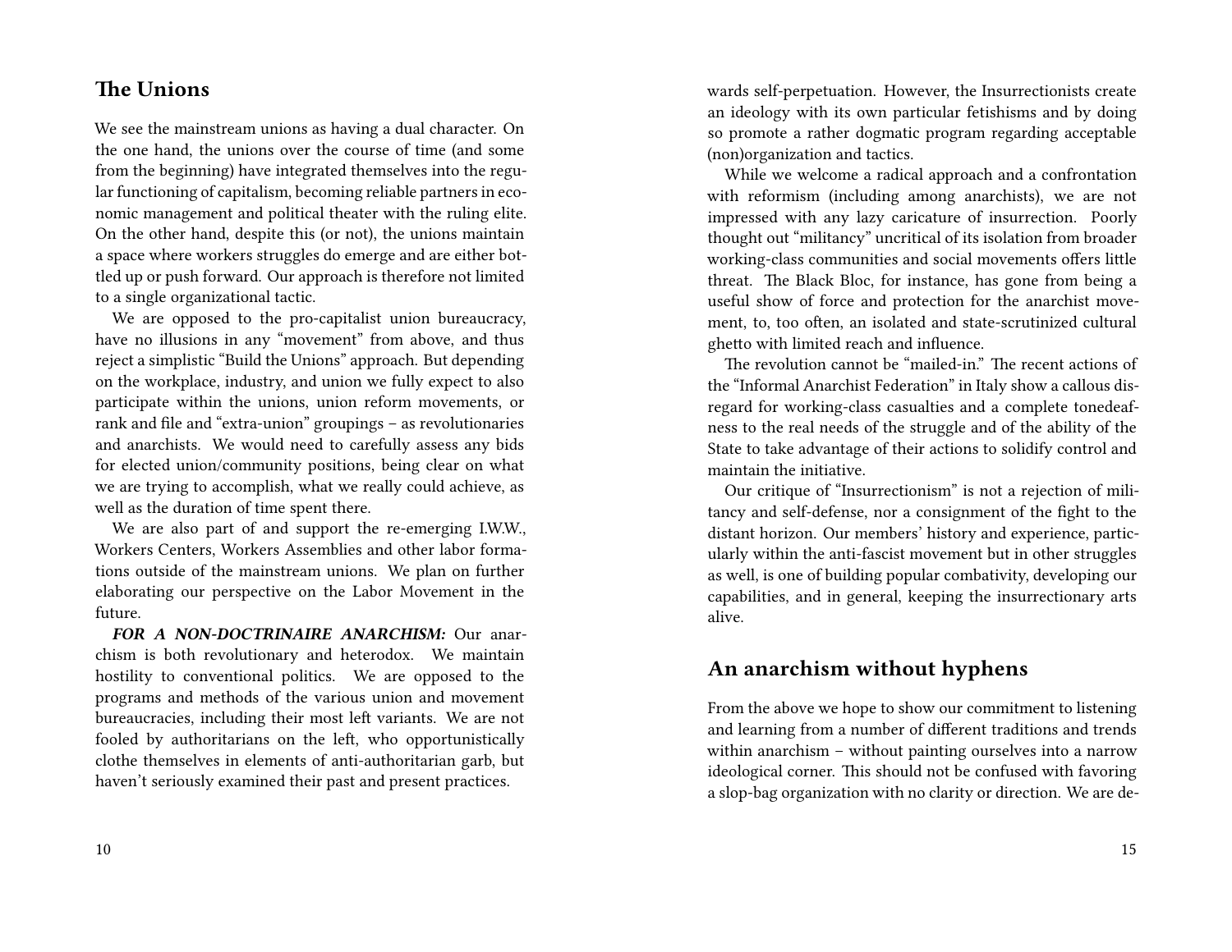## The Unions

We see the mainstream unions as having a dual character. On the one hand, the unions over the course of time (and some from the beginning) have integrated themselves into the regular functioning of capitalism, becoming reliable partners in economic management and political theater with the ruling elite. On the other hand, despite this (or not), the unions maintain a space where workers struggles do emerge and are either bottled up or push forward. Our approach is therefore not limited to a single organizational tactic.

We are opposed to the pro-capitalist union bureaucracy, have no illusions in any "movement" from above, and thus reject a simplistic "Build the Unions" approach. But depending on the workplace, industry, and union we fully expect to also participate within the unions, union reform movements, or rank and file and "extra-union" groupings – as revolutionaries and anarchists. We would need to carefully assess any bids for elected union/community positions, being clear on what we are trying to accomplish, what we really could achieve, as well as the duration of time spent there.

We are also part of and support the re-emerging I.W.W., Workers Centers, Workers Assemblies and other labor formations outside of the mainstream unions. We plan on further elaborating our perspective on the Labor Movement in the future.

***FOR A NON-DOCTRINAIRE ANARCHISM:*** Our anarchism is both revolutionary and heterodox. We maintain hostility to conventional politics. We are opposed to the programs and methods of the various union and movement bureaucracies, including their most left variants. We are not fooled by authoritarians on the left, who opportunistically clothe themselves in elements of anti-authoritarian garb, but haven't seriously examined their past and present practices.

wards self-perpetuation. However, the Insurrectionists create an ideology with its own particular fetishisms and by doing so promote a rather dogmatic program regarding acceptable (non)organization and tactics.

While we welcome a radical approach and a confrontation with reformism (including among anarchists), we are not impressed with any lazy caricature of insurrection. Poorly thought out "militancy" uncritical of its isolation from broader working-class communities and social movements offers little threat. The Black Bloc, for instance, has gone from being a useful show of force and protection for the anarchist movement, to, too often, an isolated and state-scrutinized cultural ghetto with limited reach and influence.

The revolution cannot be "mailed-in." The recent actions of the "Informal Anarchist Federation" in Italy show a callous disregard for working-class casualties and a complete tonedeafness to the real needs of the struggle and of the ability of the State to take advantage of their actions to solidify control and maintain the initiative.

Our critique of "Insurrectionism" is not a rejection of militancy and self-defense, nor a consignment of the fight to the distant horizon. Our members' history and experience, particularly within the anti-fascist movement but in other struggles as well, is one of building popular combativity, developing our capabilities, and in general, keeping the insurrectionary arts alive.

## An anarchism without hyphens

From the above we hope to show our commitment to listening and learning from a number of different traditions and trends within anarchism – without painting ourselves into a narrow ideological corner. This should not be confused with favoring a slop-bag organization with no clarity or direction. We are de-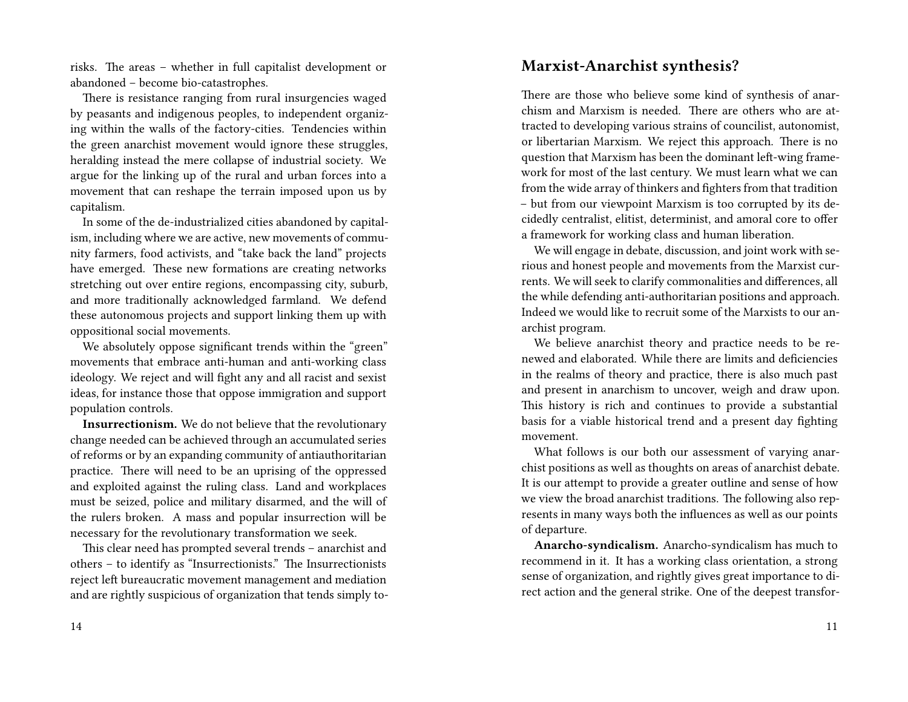risks. The areas – whether in full capitalist development or abandoned – become bio-catastrophes.

There is resistance ranging from rural insurgencies waged by peasants and indigenous peoples, to independent organizing within the walls of the factory-cities. Tendencies within the green anarchist movement would ignore these struggles, heralding instead the mere collapse of industrial society. We argue for the linking up of the rural and urban forces into a movement that can reshape the terrain imposed upon us by capitalism.

In some of the de-industrialized cities abandoned by capitalism, including where we are active, new movements of community farmers, food activists, and "take back the land" projects have emerged. These new formations are creating networks stretching out over entire regions, encompassing city, suburb, and more traditionally acknowledged farmland. We defend these autonomous projects and support linking them up with oppositional social movements.

We absolutely oppose significant trends within the "green" movements that embrace anti-human and anti-working class ideology. We reject and will fight any and all racist and sexist ideas, for instance those that oppose immigration and support population controls.

**Insurrectionism.** We do not believe that the revolutionary change needed can be achieved through an accumulated series of reforms or by an expanding community of antiauthoritarian practice. There will need to be an uprising of the oppressed and exploited against the ruling class. Land and workplaces must be seized, police and military disarmed, and the will of the rulers broken. A mass and popular insurrection will be necessary for the revolutionary transformation we seek.

This clear need has prompted several trends – anarchist and others – to identify as "Insurrectionists." The Insurrectionists reject left bureaucratic movement management and mediation and are rightly suspicious of organization that tends simply to-

## Marxist-Anarchist synthesis?

There are those who believe some kind of synthesis of anarchism and Marxism is needed. There are others who are attracted to developing various strains of councilist, autonomist, or libertarian Marxism. We reject this approach. There is no question that Marxism has been the dominant left-wing framework for most of the last century. We must learn what we can from the wide array of thinkers and fighters from that tradition – but from our viewpoint Marxism is too corrupted by its decidedly centralist, elitist, determinist, and amoral core to offer a framework for working class and human liberation.

We will engage in debate, discussion, and joint work with serious and honest people and movements from the Marxist currents. We will seek to clarify commonalities and differences, all the while defending anti-authoritarian positions and approach. Indeed we would like to recruit some of the Marxists to our anarchist program.

We believe anarchist theory and practice needs to be renewed and elaborated. While there are limits and deficiencies in the realms of theory and practice, there is also much past and present in anarchism to uncover, weigh and draw upon. This history is rich and continues to provide a substantial basis for a viable historical trend and a present day fighting movement.

What follows is our both our assessment of varying anarchist positions as well as thoughts on areas of anarchist debate. It is our attempt to provide a greater outline and sense of how we view the broad anarchist traditions. The following also represents in many ways both the influences as well as our points of departure.

**Anarcho-syndicalism.** Anarcho-syndicalism has much to recommend in it. It has a working class orientation, a strong sense of organization, and rightly gives great importance to direct action and the general strike. One of the deepest transfor-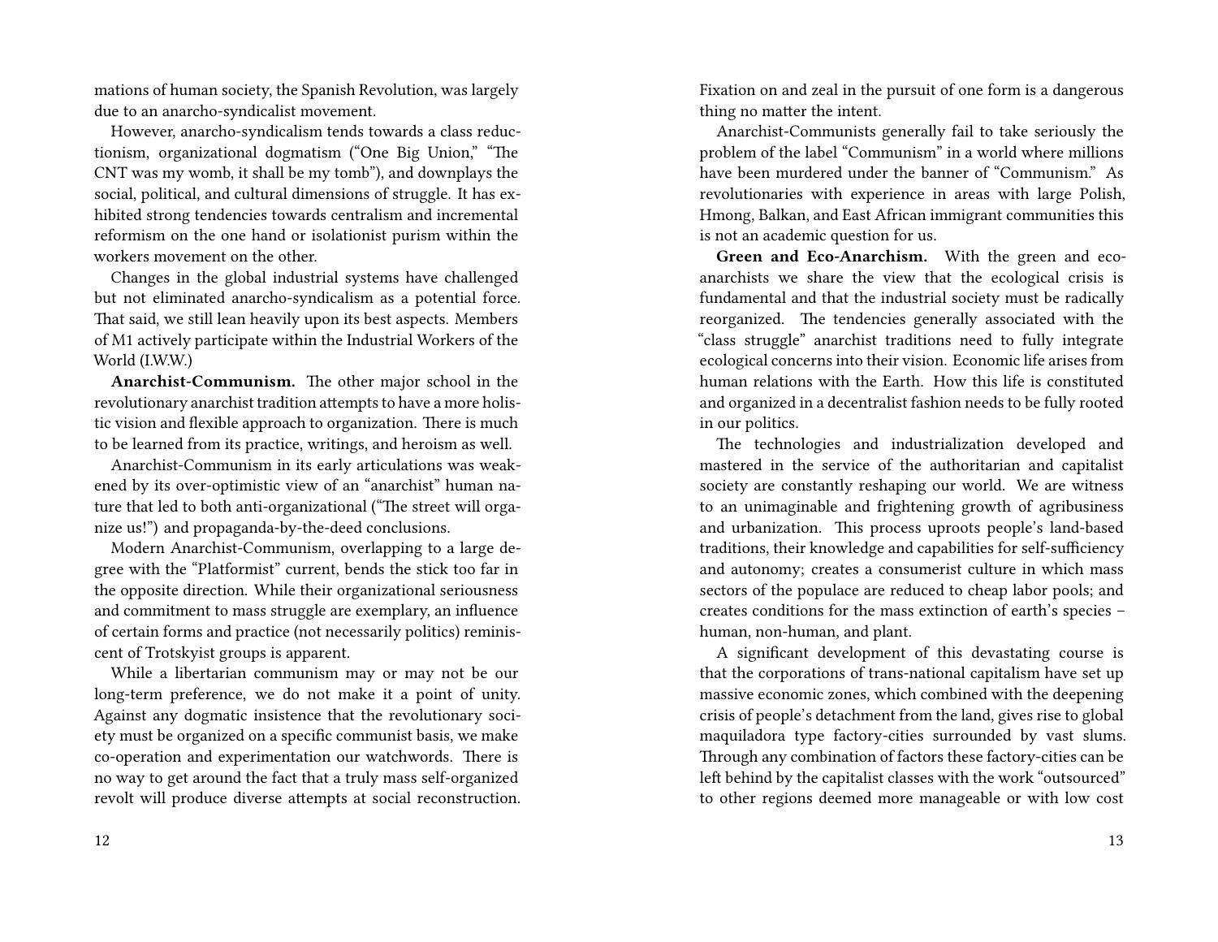mations of human society, the Spanish Revolution, was largely due to an anarcho-syndicalist movement.

However, anarcho-syndicalism tends towards a class reductionism, organizational dogmatism ("One Big Union," "The CNT was my womb, it shall be my tomb"), and downplays the social, political, and cultural dimensions of struggle. It has exhibited strong tendencies towards centralism and incremental reformism on the one hand or isolationist purism within the workers movement on the other.

Changes in the global industrial systems have challenged but not eliminated anarcho-syndicalism as a potential force. That said, we still lean heavily upon its best aspects. Members of M1 actively participate within the Industrial Workers of the World (I.W.W.)

**Anarchist-Communism.** The other major school in the revolutionary anarchist tradition attempts to have a more holistic vision and flexible approach to organization. There is much to be learned from its practice, writings, and heroism as well.

Anarchist-Communism in its early articulations was weakened by its over-optimistic view of an "anarchist" human nature that led to both anti-organizational ("The street will organize us!") and propaganda-by-the-deed conclusions.

Modern Anarchist-Communism, overlapping to a large degree with the "Platformist" current, bends the stick too far in the opposite direction. While their organizational seriousness and commitment to mass struggle are exemplary, an influence of certain forms and practice (not necessarily politics) reminiscent of Trotskyist groups is apparent.

While a libertarian communism may or may not be our long-term preference, we do not make it a point of unity. Against any dogmatic insistence that the revolutionary society must be organized on a specific communist basis, we make co-operation and experimentation our watchwords. There is no way to get around the fact that a truly mass self-organized revolt will produce diverse attempts at social reconstruction. Fixation on and zeal in the pursuit of one form is a dangerous thing no matter the intent.

Anarchist-Communists generally fail to take seriously the problem of the label "Communism" in a world where millions have been murdered under the banner of "Communism." As revolutionaries with experience in areas with large Polish, Hmong, Balkan, and East African immigrant communities this is not an academic question for us.

**Green and Eco-Anarchism.** With the green and eco-anarchists we share the view that the ecological crisis is fundamental and that the industrial society must be radically reorganized. The tendencies generally associated with the "class struggle" anarchist traditions need to fully integrate ecological concerns into their vision. Economic life arises from human relations with the Earth. How this life is constituted and organized in a decentralist fashion needs to be fully rooted in our politics.

The technologies and industrialization developed and mastered in the service of the authoritarian and capitalist society are constantly reshaping our world. We are witness to an unimaginable and frightening growth of agribusiness and urbanization. This process uproots people's land-based traditions, their knowledge and capabilities for self-sufficiency and autonomy; creates a consumerist culture in which mass sectors of the populace are reduced to cheap labor pools; and creates conditions for the mass extinction of earth's species – human, non-human, and plant.

A significant development of this devastating course is that the corporations of trans-national capitalism have set up massive economic zones, which combined with the deepening crisis of people's detachment from the land, gives rise to global maquiladora type factory-cities surrounded by vast slums. Through any combination of factors these factory-cities can be left behind by the capitalist classes with the work "outsourced" to other regions deemed more manageable or with low cost